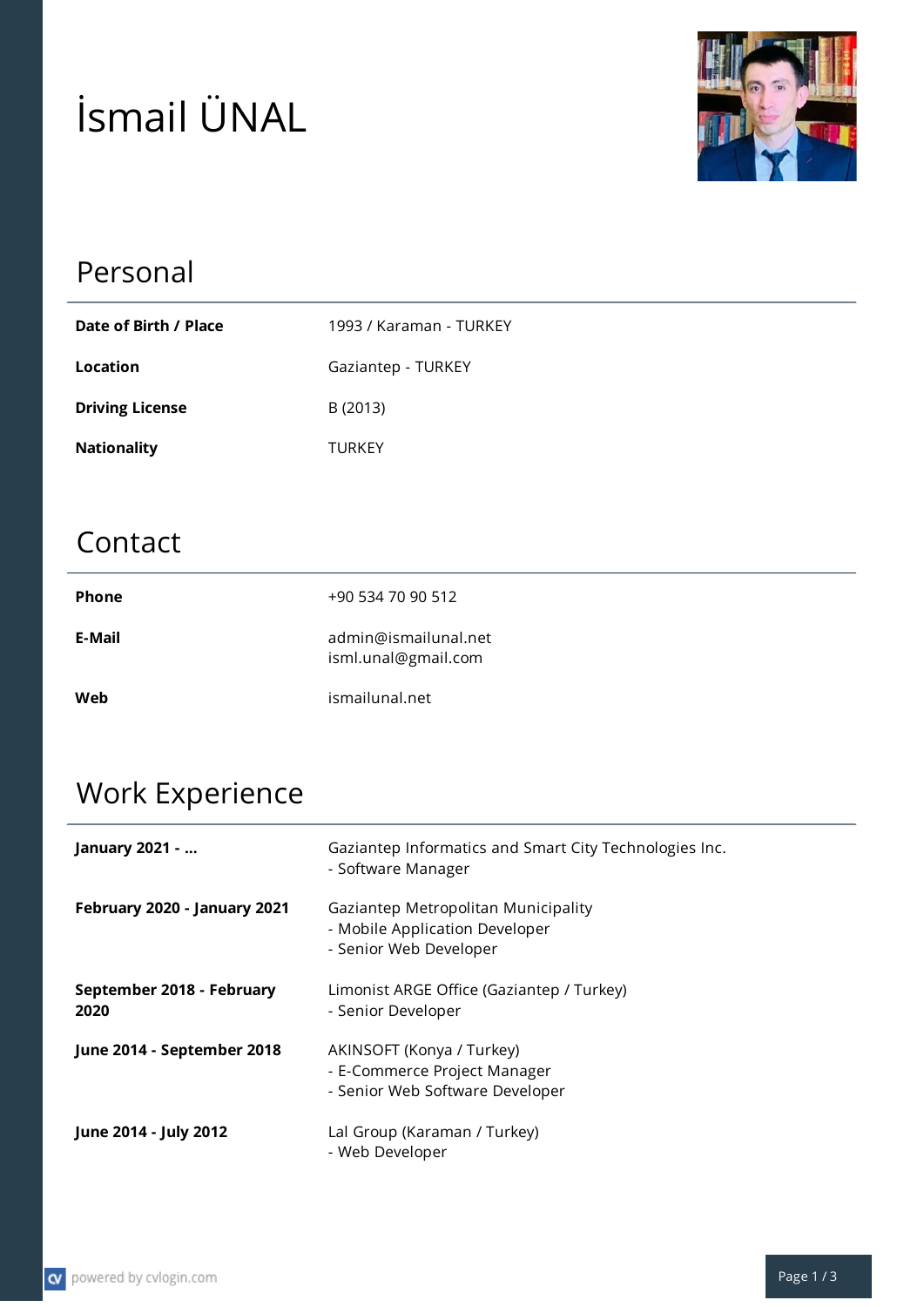# İsmail ÜNAL

## Personal

| | |
|---|---|
| **Date of Birth / Place** | 1993 / Karaman - TURKEY |
| **Location** | Gaziantep - TURKEY |
| **Driving License** | B (2013) |
| **Nationality** | TURKEY |

## Contact

| | |
|---|---|
| **Phone** | +90 534 70 90 512 |
| **E-Mail** | admin@ismailunal.net<br>isml.unal@gmail.com |
| **Web** | ismailunal.net |

## Work Experience

| | |
|---|---|
| **January 2021 - ...** | Gaziantep Informatics and Smart City Technologies Inc.<br>- Software Manager |
| **February 2020 - January 2021** | Gaziantep Metropolitan Municipality<br>- Mobile Application Developer<br>- Senior Web Developer |
| **September 2018 - February 2020** | Limonist ARGE Office (Gaziantep / Turkey)<br>- Senior Developer |
| **June 2014 - September 2018** | AKINSOFT (Konya / Turkey)<br>- E-Commerce Project Manager<br>- Senior Web Software Developer |
| **June 2014 - July 2012** | Lal Group (Karaman / Turkey)<br>- Web Developer |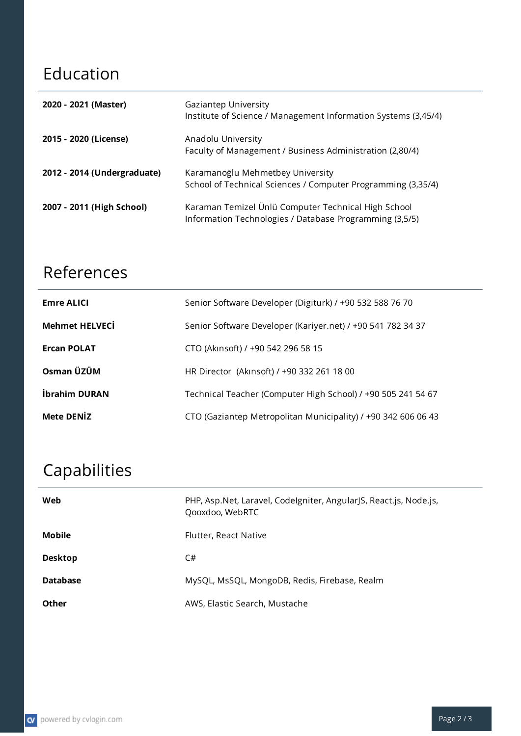## Education

| | |
|---|---|
| **2020 - 2021 (Master)** | Gaziantep University<br>Institute of Science / Management Information Systems (3,45/4) |
| **2015 - 2020 (License)** | Anadolu University<br>Faculty of Management / Business Administration (2,80/4) |
| **2012 - 2014 (Undergraduate)** | Karamanoğlu Mehmetbey University<br>School of Technical Sciences / Computer Programming (3,35/4) |
| **2007 - 2011 (High School)** | Karaman Temizel Ünlü Computer Technical High School<br>Information Technologies / Database Programming (3,5/5) |

## References

| | |
|---|---|
| **Emre ALICI** | Senior Software Developer (Digiturk) / +90 532 588 76 70 |
| **Mehmet HELVECİ** | Senior Software Developer (Kariyer.net) / +90 541 782 34 37 |
| **Ercan POLAT** | CTO (Akınsoft) / +90 542 296 58 15 |
| **Osman ÜZÜM** | HR Director (Akınsoft) / +90 332 261 18 00 |
| **İbrahim DURAN** | Technical Teacher (Computer High School) / +90 505 241 54 67 |
| **Mete DENİZ** | CTO (Gaziantep Metropolitan Municipality) / +90 342 606 06 43 |

## Capabilities

| | |
|---|---|
| **Web** | PHP, Asp.Net, Laravel, CodeIgniter, AngularJS, React.js, Node.js, Qooxdoo, WebRTC |
| **Mobile** | Flutter, React Native |
| **Desktop** | C# |
| **Database** | MySQL, MsSQL, MongoDB, Redis, Firebase, Realm |
| **Other** | AWS, Elastic Search, Mustache |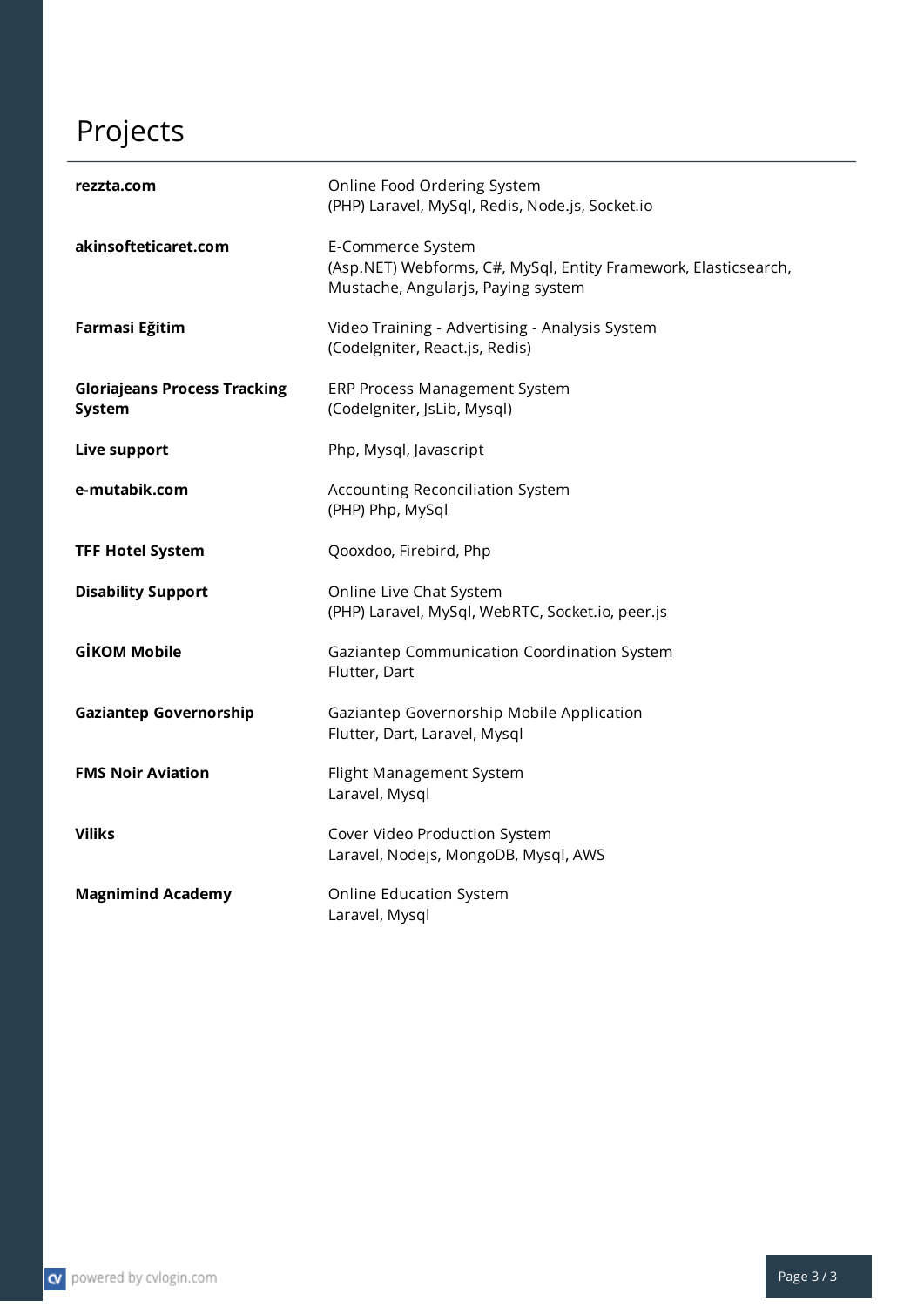## Projects

| | |
|---|---|
| **rezzta.com** | Online Food Ordering System<br>(PHP) Laravel, MySql, Redis, Node.js, Socket.io |
| **akinsofteticaret.com** | E-Commerce System<br>(Asp.NET) Webforms, C#, MySql, Entity Framework, Elasticsearch, Mustache, Angularjs, Paying system |
| **Farmasi Eğitim** | Video Training - Advertising - Analysis System<br>(CodeIgniter, React.js, Redis) |
| **Gloriajeans Process Tracking System** | ERP Process Management System<br>(CodeIgniter, JsLib, Mysql) |
| **Live support** | Php, Mysql, Javascript |
| **e-mutabik.com** | Accounting Reconciliation System<br>(PHP) Php, MySql |
| **TFF Hotel System** | Qooxdoo, Firebird, Php |
| **Disability Support** | Online Live Chat System<br>(PHP) Laravel, MySql, WebRTC, Socket.io, peer.js |
| **GİKOM Mobile** | Gaziantep Communication Coordination System<br>Flutter, Dart |
| **Gaziantep Governorship** | Gaziantep Governorship Mobile Application<br>Flutter, Dart, Laravel, Mysql |
| **FMS Noir Aviation** | Flight Management System<br>Laravel, Mysql |
| **Viliks** | Cover Video Production System<br>Laravel, Nodejs, MongoDB, Mysql, AWS |
| **Magnimind Academy** | Online Education System<br>Laravel, Mysql |